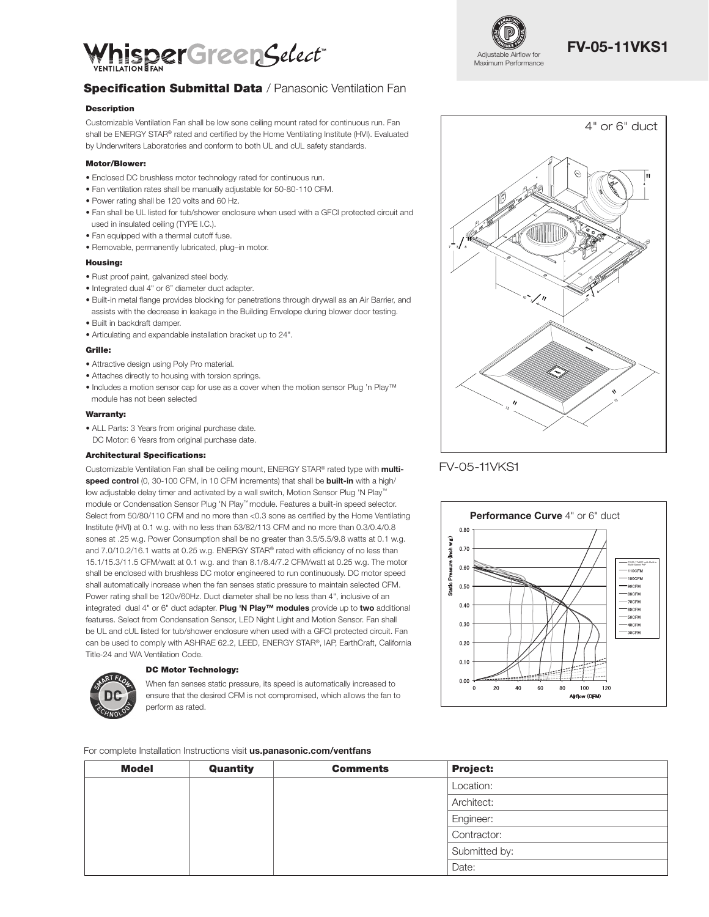# WhisperGreen Select™ Ventilation Fan

Adjustable Airflow for Maximum Performance

**FV-05-11VKS1**

## Specification Submittal Data / Panasonic Ventilation Fan

### Description

Customizable Ventilation Fan shall be low sone ceiling mount rated for continuous run. Fan shall be ENERGY STAR® rated and certified by the Home Ventilating Institute (HVI). Evaluated by Underwriters Laboratories and conform to both UL and cUL safety standards.

### Motor/Blower:

- Enclosed DC brushless motor technology rated for continuous run.
- Fan ventilation rates shall be manually adjustable for 50-80-110 CFM.
- Power rating shall be 120 volts and 60 Hz.
- Fan shall be UL listed for tub/shower enclosure when used with a GFCI protected circuit and used in insulated ceiling (TYPE I.C.).
- Fan equipped with a thermal cutoff fuse.
- Removable, permanently lubricated, plug–in motor.

### Housing:

- Rust proof paint, galvanized steel body.
- Integrated dual 4" or 6" diameter duct adapter.
- Built-in metal flange provides blocking for penetrations through drywall as an Air Barrier, and assists with the decrease in leakage in the Building Envelope during blower door testing.
- Built in backdraft damper.
- Articulating and expandable installation bracket up to 24".

### Grille:

- Attractive design using Poly Pro material.
- Attaches directly to housing with torsion springs.
- Includes a motion sensor cap for use as a cover when the motion sensor Plug 'n Play™ module has not been selected

### Warranty:

- ALL Parts: 3 Years from original purchase date.
  DC Motor: 6 Years from original purchase date.

### Architectural Specifications:

Customizable Ventilation Fan shall be ceiling mount, ENERGY STAR® rated type with **multi-speed control** (0, 30-100 CFM, in 10 CFM increments) that shall be **built-in** with a high/low adjustable delay timer and activated by a wall switch, Motion Sensor Plug 'N Play™ module or Condensation Sensor Plug 'N Play™ module. Features a built-in speed selector. Select from 50/80/110 CFM and no more than <0.3 sone as certified by the Home Ventilating Institute (HVI) at 0.1 w.g. with no less than 53/82/113 CFM and no more than 0.3/0.4/0.8 sones at .25 w.g. Power Consumption shall be no greater than 3.5/5.5/9.8 watts at 0.1 w.g. and 7.0/10.2/16.1 watts at 0.25 w.g. ENERGY STAR® rated with efficiency of no less than 15.1/15.3/11.5 CFM/watt at 0.1 w.g. and than 8.1/8.4/7.2 CFM/watt at 0.25 w.g. The motor shall be enclosed with brushless DC motor engineered to run continuously. DC motor speed shall automatically increase when the fan senses static pressure to maintain selected CFM. Power rating shall be 120v/60Hz. Duct diameter shall be no less than 4", inclusive of an integrated dual 4" or 6" duct adapter. **Plug 'N Play™ modules** provide up to **two** additional features. Select from Condensation Sensor, LED Night Light and Motion Sensor. Fan shall be UL and cUL listed for tub/shower enclosure when used with a GFCI protected circuit. Fan can be used to comply with ASHRAE 62.2, LEED, ENERGY STAR®, IAP, EarthCraft, California Title-24 and WA Ventilation Code.

### DC Motor Technology:

When fan senses static pressure, its speed is automatically increased to ensure that the desired CFM is not compromised, which allows the fan to perform as rated.

4" or 6" duct

FV-05-11VKS1

**Performance Curve** 4" or 6" duct

For complete Installation Instructions visit **us.panasonic.com/ventfans**

| Model | Quantity | Comments | Project: |
|---|---|---|---|
| | | | Location: |
| | | | Architect: |
| | | | Engineer: |
| | | | Contractor: |
| | | | Submitted by: |
| | | | Date: |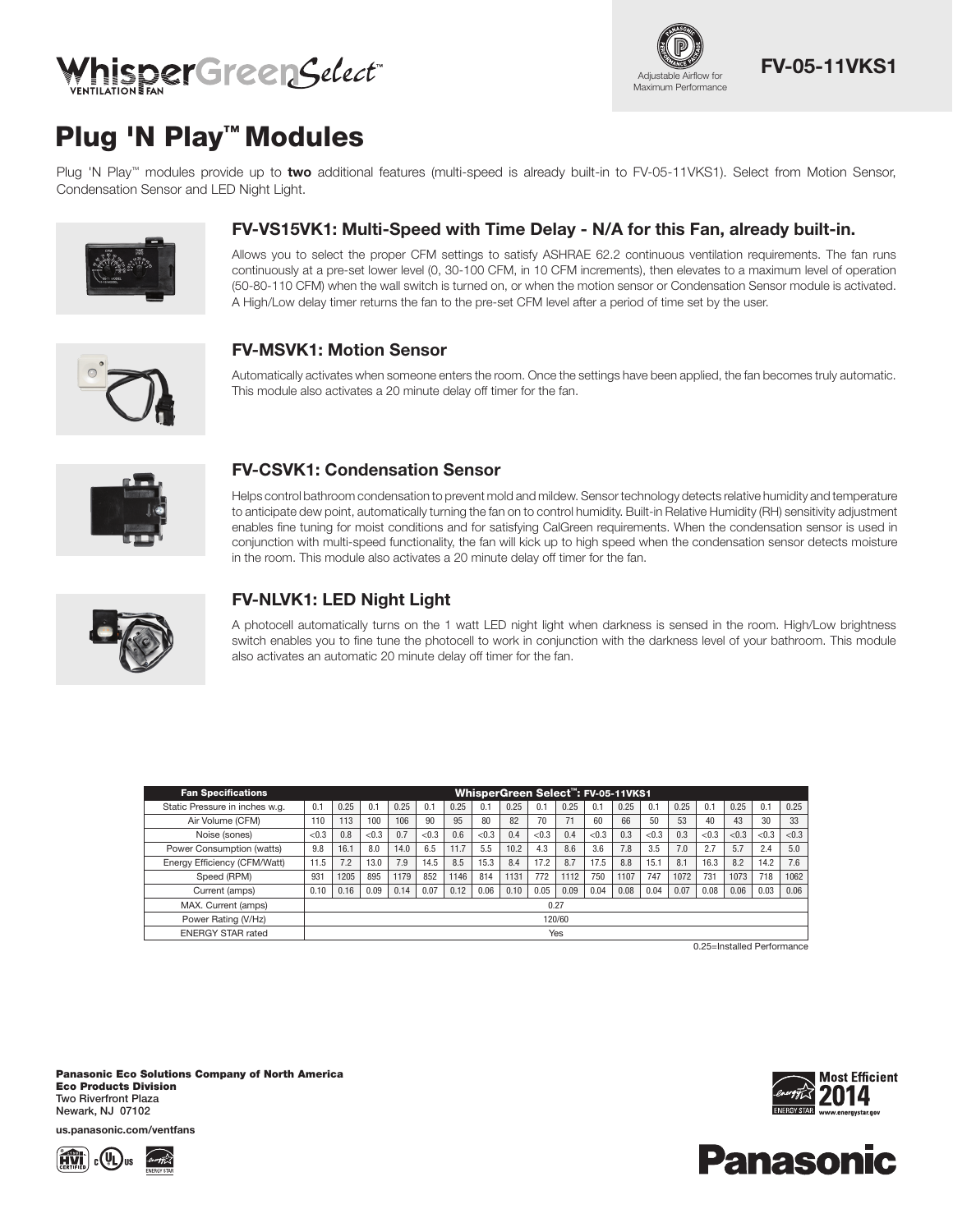WhisperGreenSelect™ VENTILATION FAN

Adjustable Airflow for Maximum Performance

**FV-05-11VKS1**

# Plug 'N Play™ Modules

Plug 'N Play™ modules provide up to **two** additional features (multi-speed is already built-in to FV-05-11VKS1). Select from Motion Sensor, Condensation Sensor and LED Night Light.

## FV-VS15VK1: Multi-Speed with Time Delay - N/A for this Fan, already built-in.

Allows you to select the proper CFM settings to satisfy ASHRAE 62.2 continuous ventilation requirements. The fan runs continuously at a pre-set lower level (0, 30-100 CFM, in 10 CFM increments), then elevates to a maximum level of operation (50-80-110 CFM) when the wall switch is turned on, or when the motion sensor or Condensation Sensor module is activated. A High/Low delay timer returns the fan to the pre-set CFM level after a period of time set by the user.

## FV-MSVK1: Motion Sensor

Automatically activates when someone enters the room. Once the settings have been applied, the fan becomes truly automatic. This module also activates a 20 minute delay off timer for the fan.

## FV-CSVK1: Condensation Sensor

Helps control bathroom condensation to prevent mold and mildew. Sensor technology detects relative humidity and temperature to anticipate dew point, automatically turning the fan on to control humidity. Built-in Relative Humidity (RH) sensitivity adjustment enables fine tuning for moist conditions and for satisfying CalGreen requirements. When the condensation sensor is used in conjunction with multi-speed functionality, the fan will kick up to high speed when the condensation sensor detects moisture in the room. This module also activates a 20 minute delay off timer for the fan.

## FV-NLVK1: LED Night Light

A photocell automatically turns on the 1 watt LED night light when darkness is sensed in the room. High/Low brightness switch enables you to fine tune the photocell to work in conjunction with the darkness level of your bathroom. This module also activates an automatic 20 minute delay off timer for the fan.

| Fan Specifications | WhisperGreen Select™: FV-05-11VKS1 | | | | | | | | | | | | | | | | | |
|---|---|---|---|---|---|---|---|---|---|---|---|---|---|---|---|---|---|---|
| Static Pressure in inches w.g. | 0.1 | 0.25 | 0.1 | 0.25 | 0.1 | 0.25 | 0.1 | 0.25 | 0.1 | 0.25 | 0.1 | 0.25 | 0.1 | 0.25 | 0.1 | 0.25 | 0.1 | 0.25 |
| Air Volume (CFM) | 110 | 113 | 100 | 106 | 90 | 95 | 80 | 82 | 70 | 71 | 60 | 66 | 50 | 53 | 40 | 43 | 30 | 33 |
| Noise (sones) | <0.3 | 0.8 | <0.3 | 0.7 | <0.3 | 0.6 | <0.3 | 0.4 | <0.3 | 0.4 | <0.3 | 0.3 | <0.3 | 0.3 | <0.3 | <0.3 | <0.3 | <0.3 |
| Power Consumption (watts) | 9.8 | 16.1 | 8.0 | 14.0 | 6.5 | 11.7 | 5.5 | 10.2 | 4.3 | 8.6 | 3.6 | 7.8 | 3.5 | 7.0 | 2.7 | 5.7 | 2.4 | 5.0 |
| Energy Efficiency (CFM/Watt) | 11.5 | 7.2 | 13.0 | 7.9 | 14.5 | 8.5 | 15.3 | 8.4 | 17.2 | 8.7 | 17.5 | 8.8 | 15.1 | 8.1 | 16.3 | 8.2 | 14.2 | 7.6 |
| Speed (RPM) | 931 | 1205 | 895 | 1179 | 852 | 1146 | 814 | 1131 | 772 | 1112 | 750 | 1107 | 747 | 1072 | 731 | 1073 | 718 | 1062 |
| Current (amps) | 0.10 | 0.16 | 0.09 | 0.14 | 0.07 | 0.12 | 0.06 | 0.10 | 0.05 | 0.09 | 0.04 | 0.08 | 0.04 | 0.07 | 0.08 | 0.06 | 0.03 | 0.06 |
| MAX. Current (amps) | 0.27 | | | | | | | | | | | | | | | | | |
| Power Rating (V/Hz) | 120/60 | | | | | | | | | | | | | | | | | |
| ENERGY STAR rated | Yes | | | | | | | | | | | | | | | | | |

0.25=Installed Performance

**Panasonic Eco Solutions Company of North America**
**Eco Products Division**
Two Riverfront Plaza
Newark, NJ 07102

**us.panasonic.com/ventfans**

Most Efficient 2014 ENERGY STAR www.energystar.gov

Panasonic